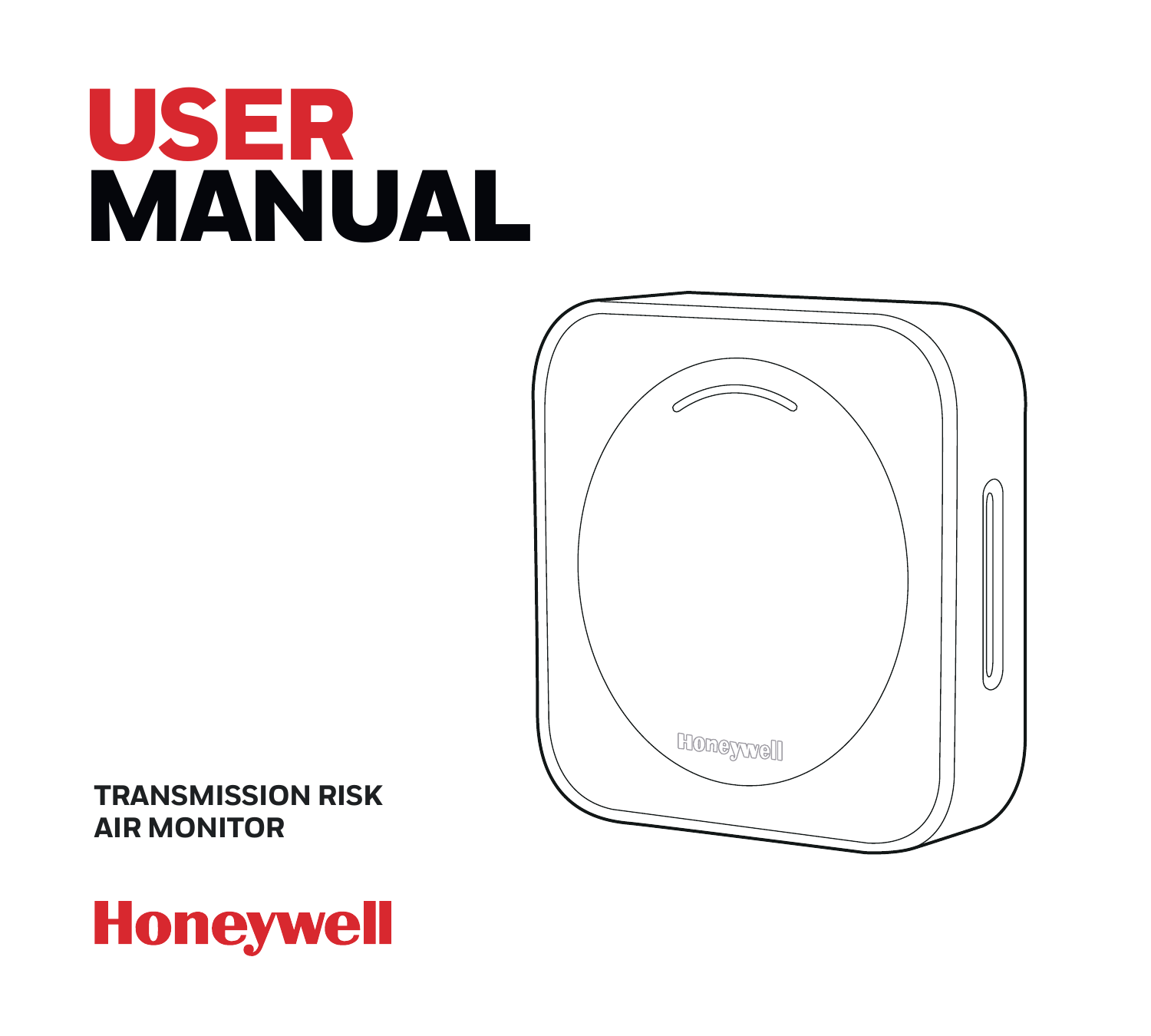# USER MANUAL

**TRANSMISSION RISK AIR MONITOR**

Honeywell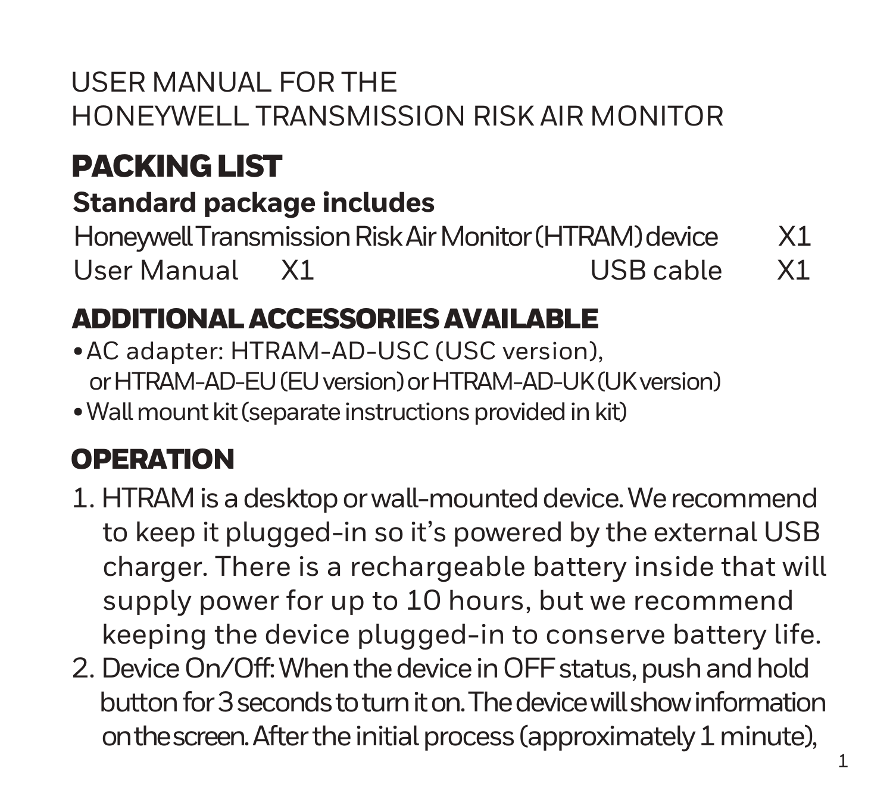USER MANUAL FOR THE
HONEYWELL TRANSMISSION RISK AIR MONITOR

## PACKING LIST

### Standard package includes

| | |
|---|---|
| Honeywell Transmission Risk Air Monitor (HTRAM) device | X1 |
| User Manual | X1 |
| USB cable | X1 |

## ADDITIONAL ACCESSORIES AVAILABLE

- AC adapter: HTRAM-AD-USC (USC version), or HTRAM-AD-EU (EU version) or HTRAM-AD-UK (UK version)
- Wall mount kit (separate instructions provided in kit)

## OPERATION

1. HTRAM is a desktop or wall-mounted device. We recommend to keep it plugged-in so it's powered by the external USB charger. There is a rechargeable battery inside that will supply power for up to 10 hours, but we recommend keeping the device plugged-in to conserve battery life.
2. Device On/Off: When the device in OFF status, push and hold button for 3 seconds to turn it on. The device will show information on the screen. After the initial process (approximately 1 minute),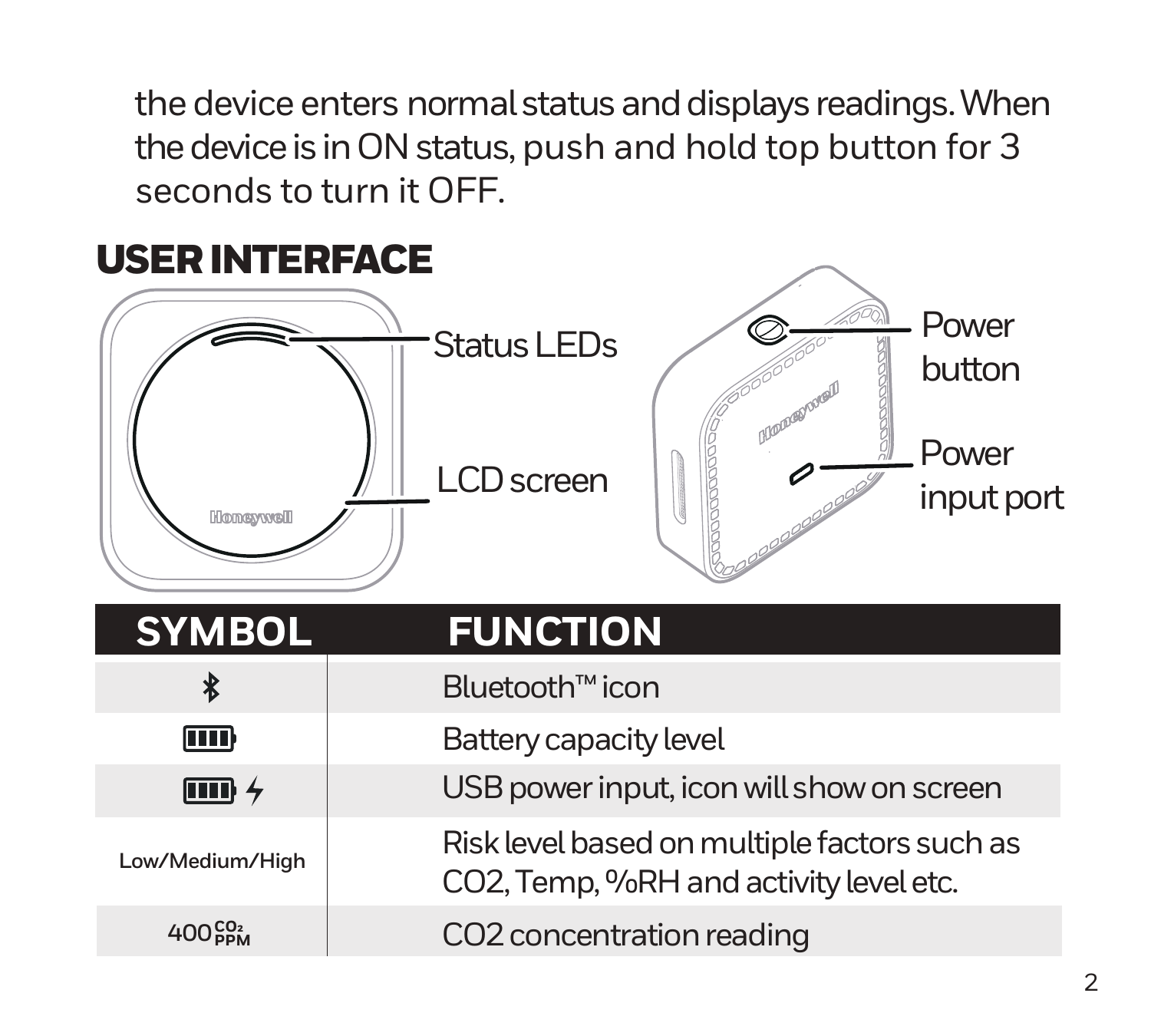the device enters normal status and displays readings. When the device is in ON status, push and hold top button for 3 seconds to turn it OFF.

## USER INTERFACE

Status LEDs

LCD screen

Power button

Power input port

| SYMBOL | FUNCTION |
|---|---|
| ✱ | Bluetooth™ icon |
| 🔋 | Battery capacity level |
| 🔋 ⚡ | USB power input, icon will show on screen |
| Low/Medium/High | Risk level based on multiple factors such as CO2, Temp, %RH and activity level etc. |
| 400 $CO_2$ PPM | CO2 concentration reading |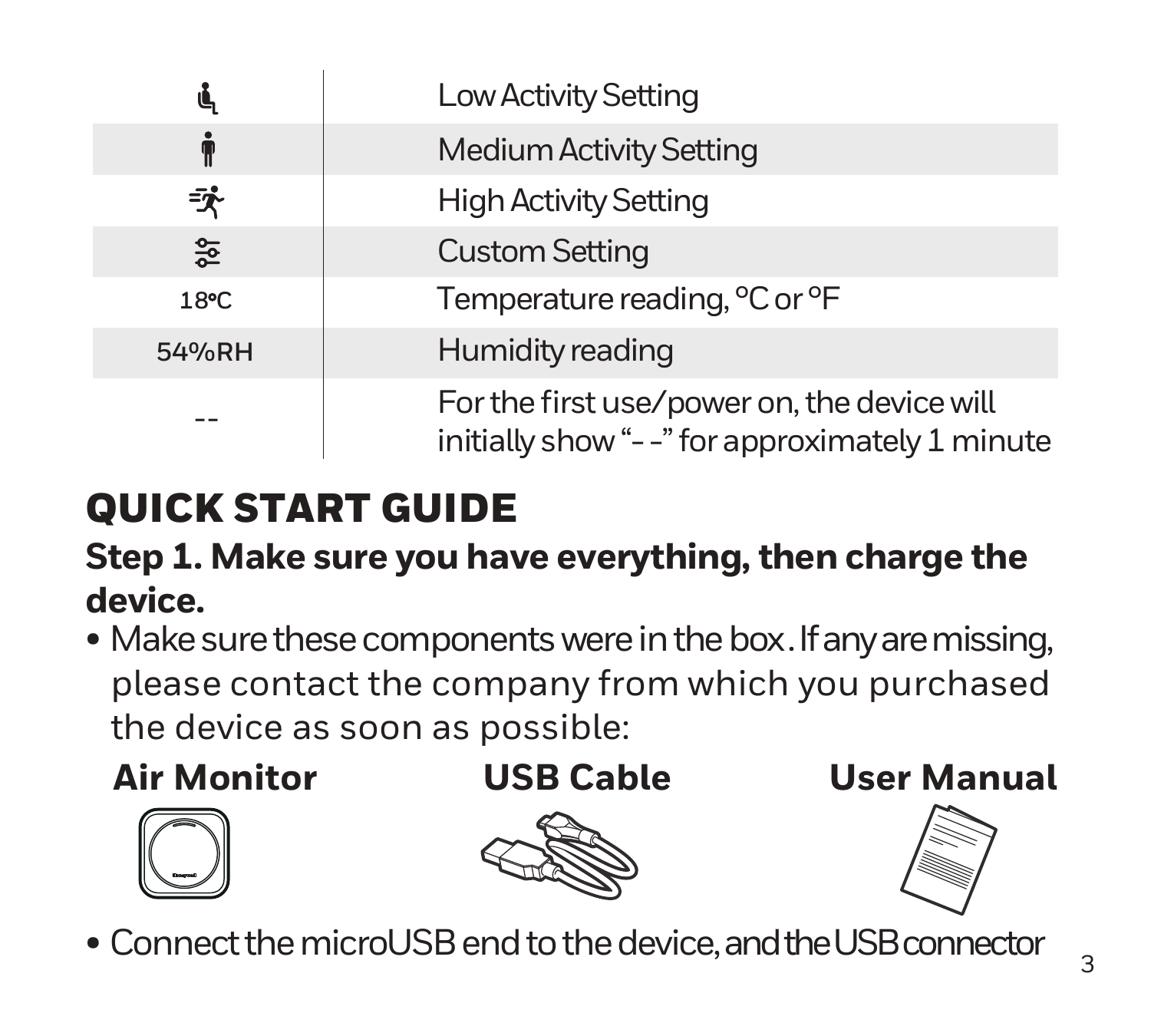| | |
|---|---|
| (Low Activity icon) | Low Activity Setting |
| (Medium Activity icon) | Medium Activity Setting |
| (High Activity icon) | High Activity Setting |
| (Custom icon) | Custom Setting |
| 18°C | Temperature reading, °C or °F |
| 54%RH | Humidity reading |
| -- | For the first use/power on, the device will initially show "- -" for approximately 1 minute |

# QUICK START GUIDE

## Step 1. Make sure you have everything, then charge the device.

- Make sure these components were in the box. If any are missing, please contact the company from which you purchased the device as soon as possible:

**Air Monitor** **USB Cable** **User Manual**

- Connect the microUSB end to the device, and the USB connector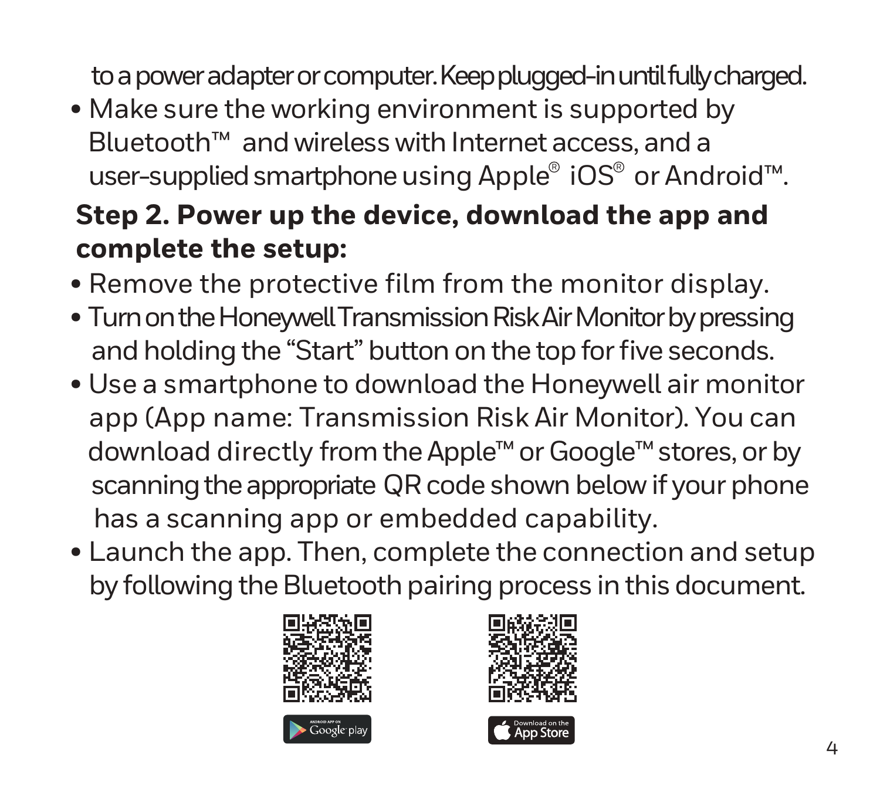to a power adapter or computer. Keep plugged-in until fully charged.

- Make sure the working environment is supported by Bluetooth™ and wireless with Internet access, and a user-supplied smartphone using Apple® iOS® or Android™.

**Step 2. Power up the device, download the app and complete the setup:**

- Remove the protective film from the monitor display.
- Turn on the Honeywell Transmission Risk Air Monitor by pressing and holding the “Start” button on the top for five seconds.
- Use a smartphone to download the Honeywell air monitor app (App name: Transmission Risk Air Monitor). You can download directly from the Apple™ or Google™ stores, or by scanning the appropriate QR code shown below if your phone has a scanning app or embedded capability.
- Launch the app. Then, complete the connection and setup by following the Bluetooth pairing process in this document.

ANDROID APP ON Google play

Download on the App Store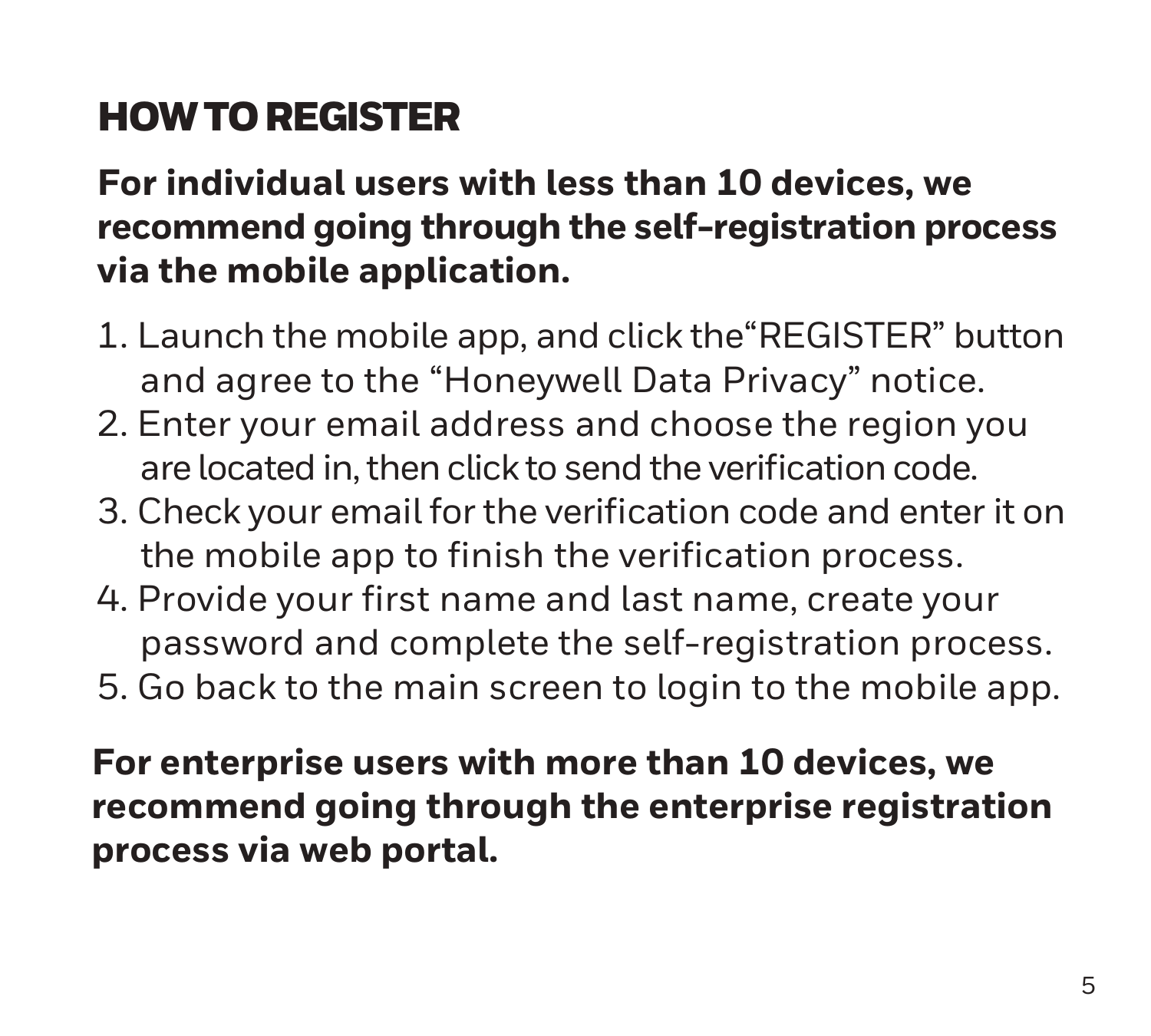# HOW TO REGISTER

**For individual users with less than 10 devices, we recommend going through the self-registration process via the mobile application.**

1. Launch the mobile app, and click the“REGISTER” button and agree to the “Honeywell Data Privacy” notice.
2. Enter your email address and choose the region you are located in, then click to send the verification code.
3. Check your email for the verification code and enter it on the mobile app to finish the verification process.
4. Provide your first name and last name, create your password and complete the self-registration process.
5. Go back to the main screen to login to the mobile app.

**For enterprise users with more than 10 devices, we recommend going through the enterprise registration process via web portal.**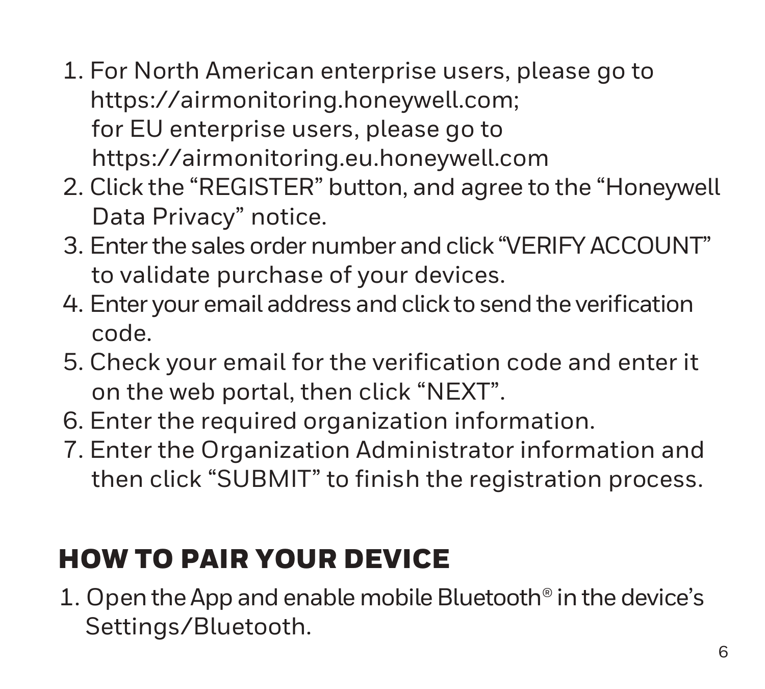1. For North American enterprise users, please go to https://airmonitoring.honeywell.com; for EU enterprise users, please go to https://airmonitoring.eu.honeywell.com
2. Click the “REGISTER” button, and agree to the “Honeywell Data Privacy” notice.
3. Enter the sales order number and click “VERIFY ACCOUNT” to validate purchase of your devices.
4. Enter your email address and click to send the verification code.
5. Check your email for the verification code and enter it on the web portal, then click “NEXT”.
6. Enter the required organization information.
7. Enter the Organization Administrator information and then click “SUBMIT” to finish the registration process.

## HOW TO PAIR YOUR DEVICE

1. Open the App and enable mobile Bluetooth® in the device’s Settings/Bluetooth.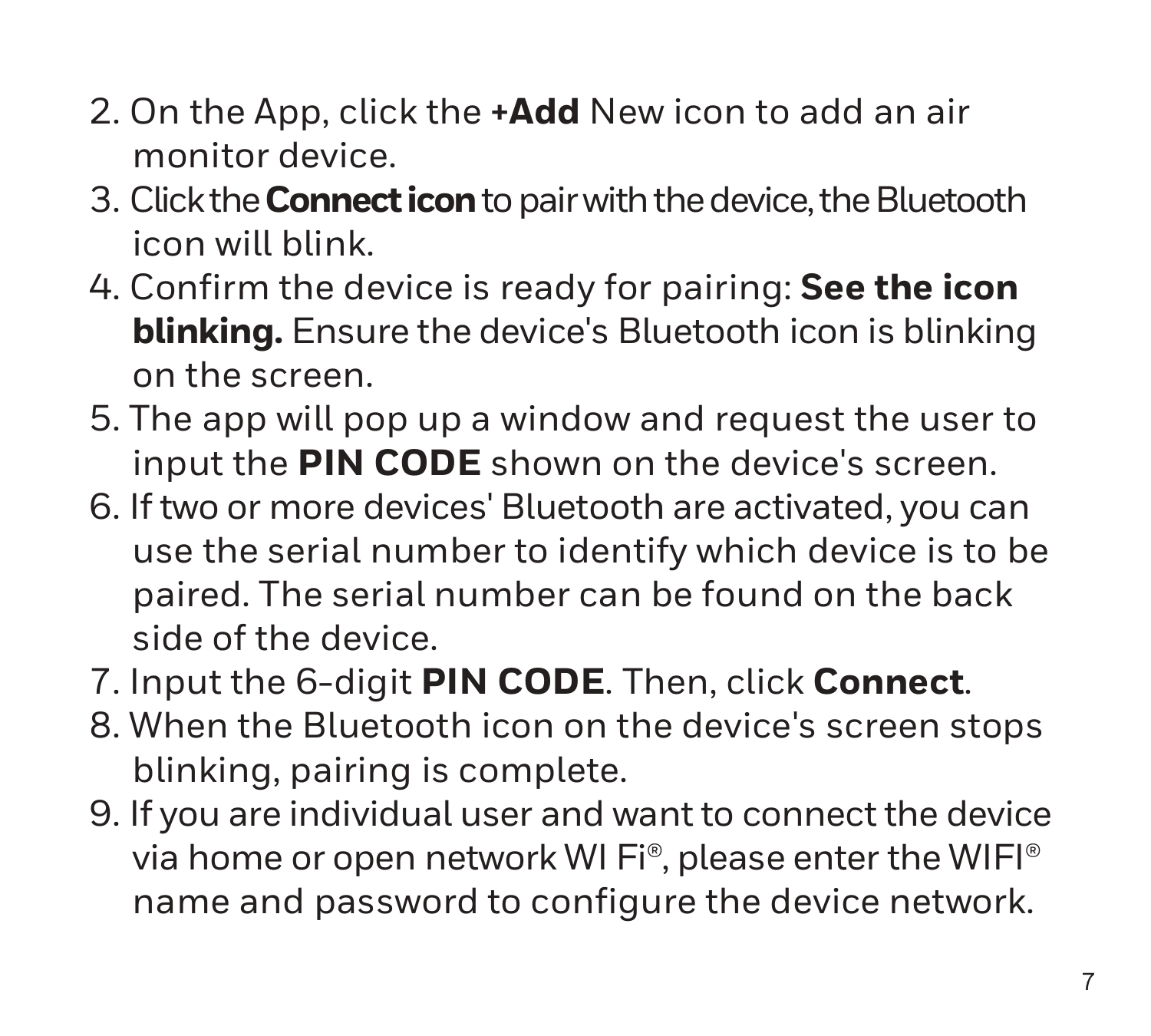2. On the App, click the **+Add** New icon to add an air monitor device.
3. Click the **Connect icon** to pair with the device, the Bluetooth icon will blink.
4. Confirm the device is ready for pairing: **See the icon blinking.** Ensure the device's Bluetooth icon is blinking on the screen.
5. The app will pop up a window and request the user to input the **PIN CODE** shown on the device's screen.
6. If two or more devices' Bluetooth are activated, you can use the serial number to identify which device is to be paired. The serial number can be found on the back side of the device.
7. Input the 6-digit **PIN CODE**. Then, click **Connect**.
8. When the Bluetooth icon on the device's screen stops blinking, pairing is complete.
9. If you are individual user and want to connect the device via home or open network WI Fi®, please enter the WIFI® name and password to configure the device network.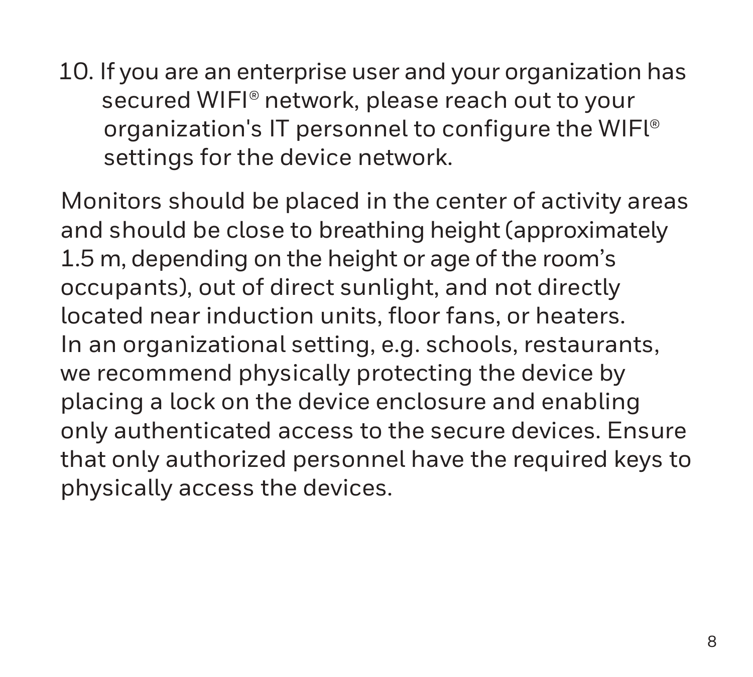10. If you are an enterprise user and your organization has secured WIFI® network, please reach out to your organization's IT personnel to configure the WIFI® settings for the device network.

Monitors should be placed in the center of activity areas and should be close to breathing height (approximately 1.5 m, depending on the height or age of the room's occupants), out of direct sunlight, and not directly located near induction units, floor fans, or heaters. In an organizational setting, e.g. schools, restaurants, we recommend physically protecting the device by placing a lock on the device enclosure and enabling only authenticated access to the secure devices. Ensure that only authorized personnel have the required keys to physically access the devices.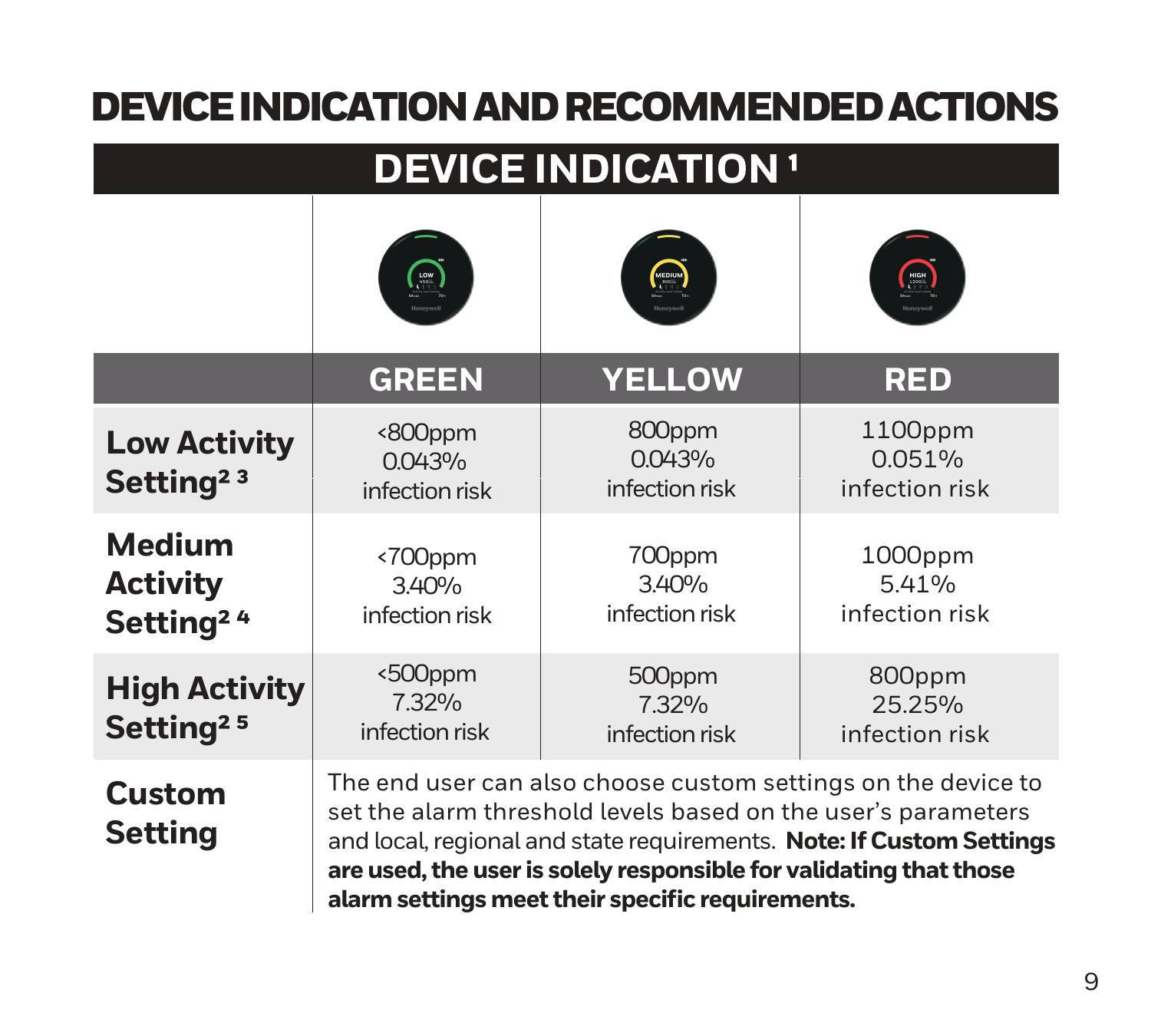# DEVICE INDICATION AND RECOMMENDED ACTIONS

## DEVICE INDICATION [1]

| | GREEN | YELLOW | RED |
|---|---|---|---|
| **Low Activity Setting[2] [3]** | <800ppm 0.043% infection risk | 800ppm 0.043% infection risk | 1100ppm 0.051% infection risk |
| **Medium Activity Setting[2] [4]** | <700ppm 3.40% infection risk | 700ppm 3.40% infection risk | 1000ppm 5.41% infection risk |
| **High Activity Setting[2] [5]** | <500ppm 7.32% infection risk | 500ppm 7.32% infection risk | 800ppm 25.25% infection risk |
| **Custom Setting** | The end user can also choose custom settings on the device to set the alarm threshold levels based on the user's parameters and local, regional and state requirements. **Note: If Custom Settings are used, the user is solely responsible for validating that those alarm settings meet their specific requirements.** | | |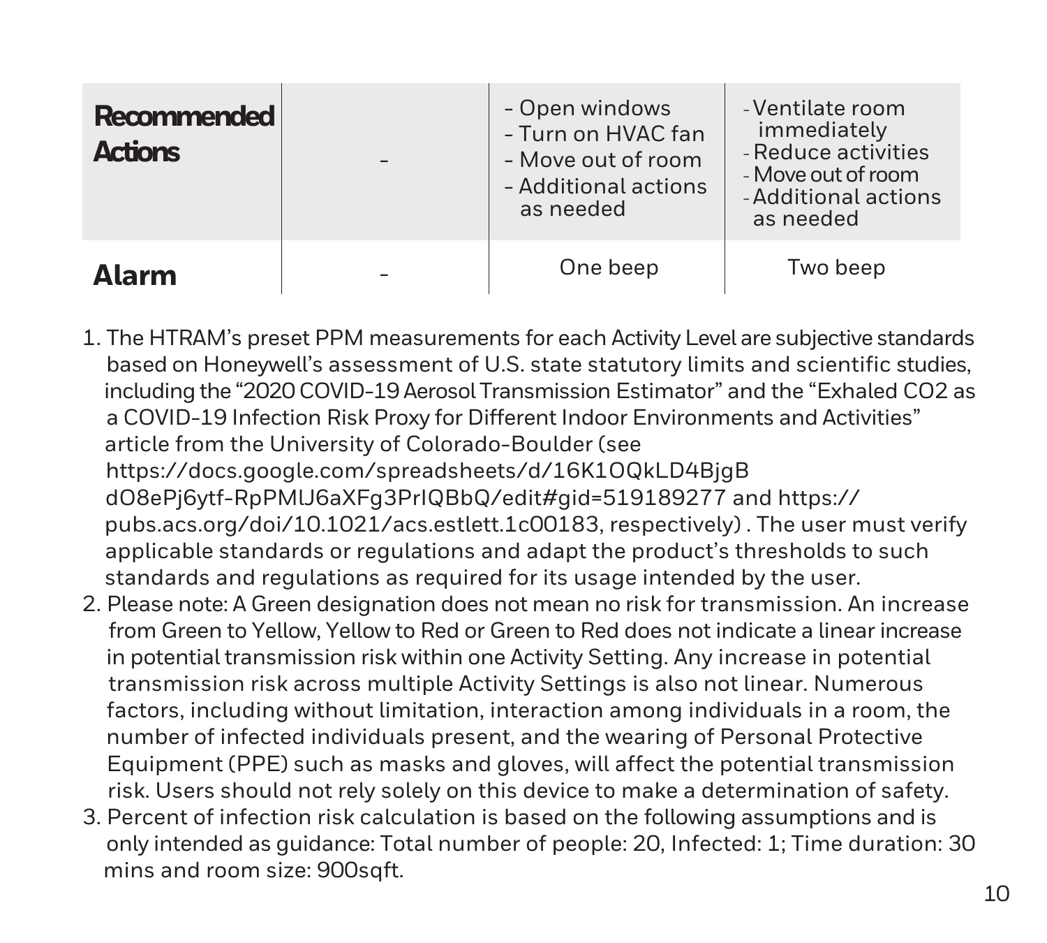| | | | |
|---|---|---|---|
| **Recommended Actions** | - | - Open windows<br>- Turn on HVAC fan<br>- Move out of room<br>- Additional actions as needed | - Ventilate room immediately<br>- Reduce activities<br>- Move out of room<br>- Additional actions as needed |
| **Alarm** | - | One beep | Two beep |

1. The HTRAM's preset PPM measurements for each Activity Level are subjective standards based on Honeywell's assessment of U.S. state statutory limits and scientific studies, including the "2020 COVID-19 Aerosol Transmission Estimator" and the "Exhaled CO2 as a COVID-19 Infection Risk Proxy for Different Indoor Environments and Activities" article from the University of Colorado-Boulder (see https://docs.google.com/spreadsheets/d/16K1OQkLD4BjgB dO8ePj6ytf-RpPMlJ6aXFg3PrIQBbQ/edit#gid=519189277 and https://pubs.acs.org/doi/10.1021/acs.estlett.1c00183, respectively) . The user must verify applicable standards or regulations and adapt the product's thresholds to such standards and regulations as required for its usage intended by the user.
2. Please note: A Green designation does not mean no risk for transmission. An increase from Green to Yellow, Yellow to Red or Green to Red does not indicate a linear increase in potential transmission risk within one Activity Setting. Any increase in potential transmission risk across multiple Activity Settings is also not linear. Numerous factors, including without limitation, interaction among individuals in a room, the number of infected individuals present, and the wearing of Personal Protective Equipment (PPE) such as masks and gloves, will affect the potential transmission risk. Users should not rely solely on this device to make a determination of safety.
3. Percent of infection risk calculation is based on the following assumptions and is only intended as guidance: Total number of people: 20, Infected: 1; Time duration: 30 mins and room size: 900sqft.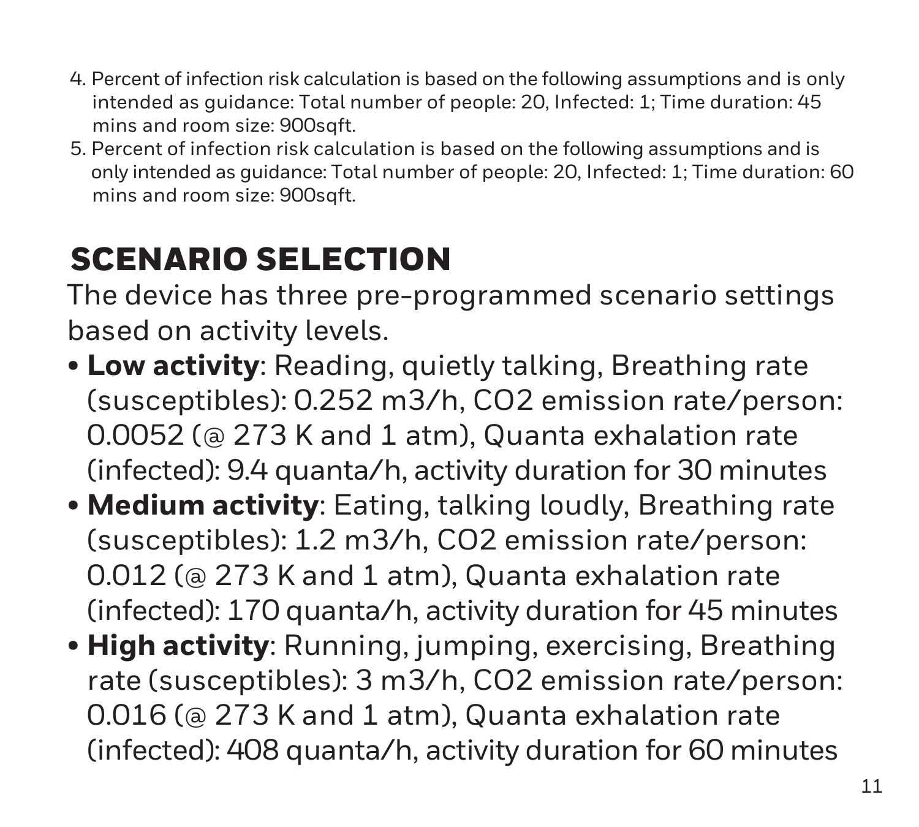4. Percent of infection risk calculation is based on the following assumptions and is only intended as guidance: Total number of people: 20, Infected: 1; Time duration: 45 mins and room size: 900sqft.
5. Percent of infection risk calculation is based on the following assumptions and is only intended as guidance: Total number of people: 20, Infected: 1; Time duration: 60 mins and room size: 900sqft.

## SCENARIO SELECTION

The device has three pre-programmed scenario settings based on activity levels.

- **Low activity**: Reading, quietly talking, Breathing rate (susceptibles): 0.252 $m^3/h$, $CO_2$ emission rate/person: 0.0052 (@ 273 K and 1 atm), Quanta exhalation rate (infected): 9.4 quanta/h, activity duration for 30 minutes
- **Medium activity**: Eating, talking loudly, Breathing rate (susceptibles): 1.2 $m^3/h$, $CO_2$ emission rate/person: 0.012 (@ 273 K and 1 atm), Quanta exhalation rate (infected): 170 quanta/h, activity duration for 45 minutes
- **High activity**: Running, jumping, exercising, Breathing rate (susceptibles): 3 $m^3/h$, $CO_2$ emission rate/person: 0.016 (@ 273 K and 1 atm), Quanta exhalation rate (infected): 408 quanta/h, activity duration for 60 minutes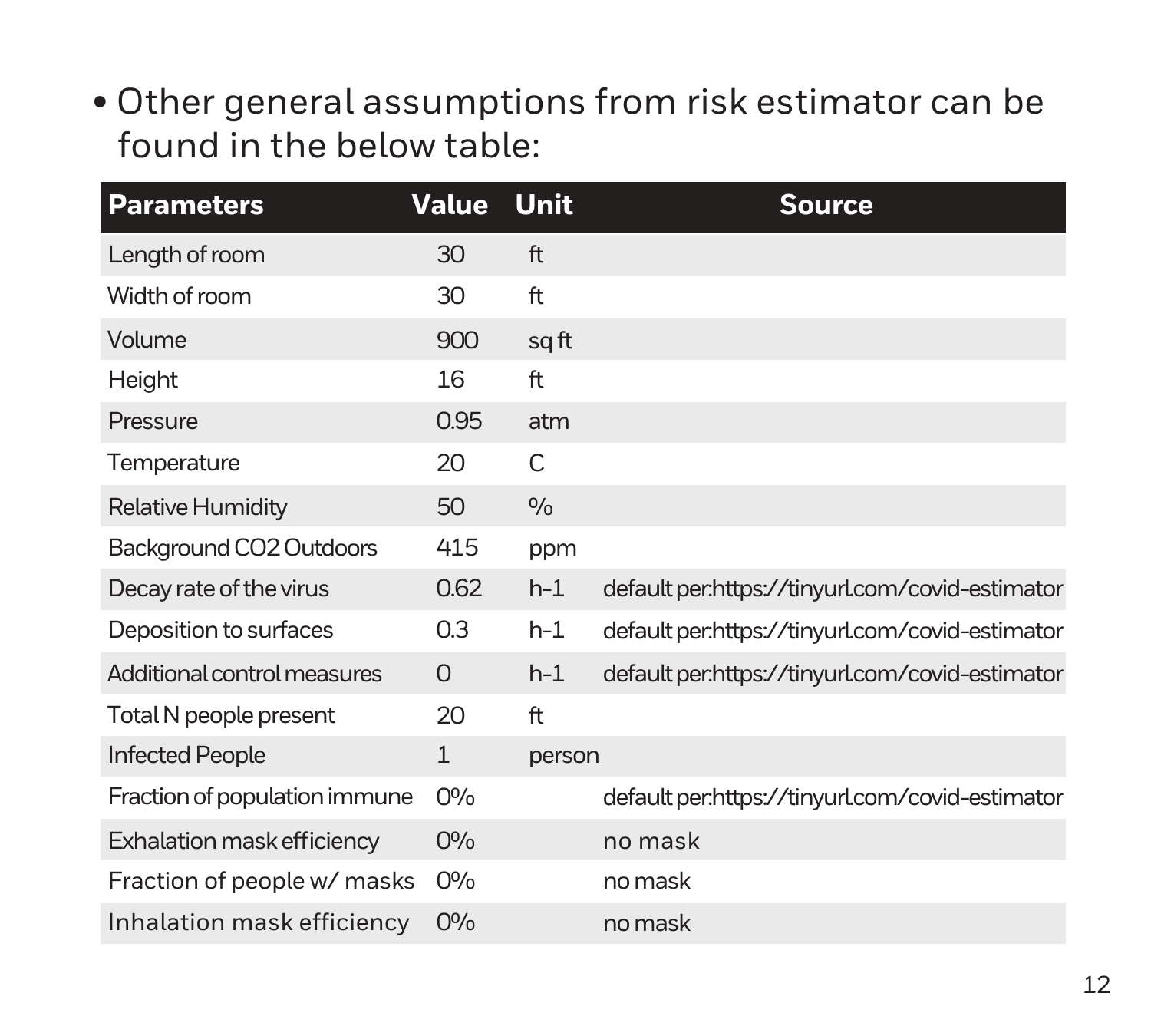- Other general assumptions from risk estimator can be found in the below table:

| Parameters | Value | Unit | Source |
|---|---|---|---|
| Length of room | 30 | ft | |
| Width of room | 30 | ft | |
| Volume | 900 | sq ft | |
| Height | 16 | ft | |
| Pressure | 0.95 | atm | |
| Temperature | 20 | C | |
| Relative Humidity | 50 | % | |
| Background CO2 Outdoors | 415 | ppm | |
| Decay rate of the virus | 0.62 | h-1 | default per:https://tinyurl.com/covid-estimator |
| Deposition to surfaces | 0.3 | h-1 | default per:https://tinyurl.com/covid-estimator |
| Additional control measures | 0 | h-1 | default per:https://tinyurl.com/covid-estimator |
| Total N people present | 20 | ft | |
| Infected People | 1 | person | |
| Fraction of population immune | 0% | | default per:https://tinyurl.com/covid-estimator |
| Exhalation mask efficiency | 0% | | no mask |
| Fraction of people w/ masks | 0% | | no mask |
| Inhalation mask efficiency | 0% | | no mask |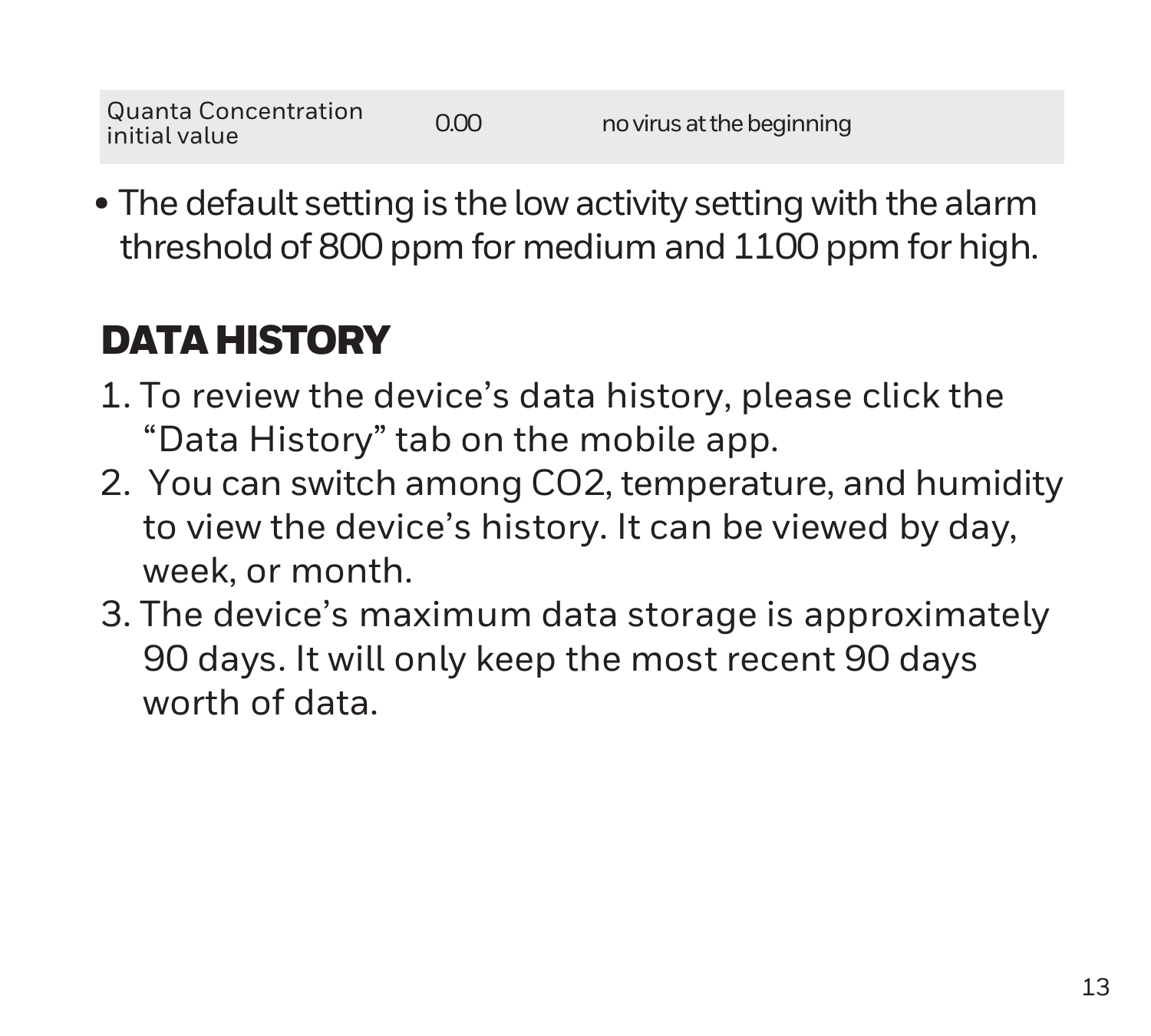| Quanta Concentration initial value | 0.00 | no virus at the beginning |
|---|---|---|

- The default setting is the low activity setting with the alarm threshold of 800 ppm for medium and 1100 ppm for high.

## DATA HISTORY

1. To review the device's data history, please click the "Data History" tab on the mobile app.
2. You can switch among CO2, temperature, and humidity to view the device's history. It can be viewed by day, week, or month.
3. The device's maximum data storage is approximately 90 days. It will only keep the most recent 90 days worth of data.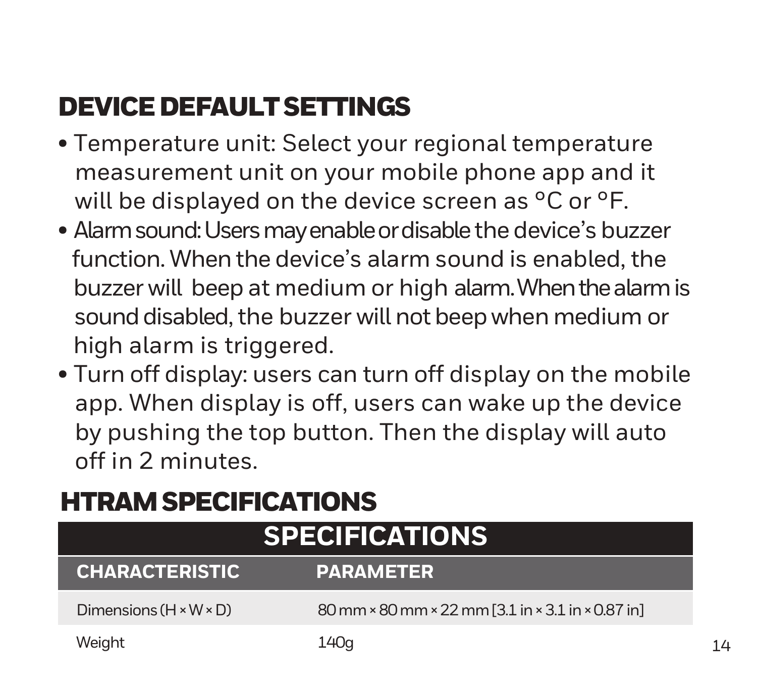## DEVICE DEFAULT SETTINGS

- Temperature unit: Select your regional temperature measurement unit on your mobile phone app and it will be displayed on the device screen as °C or °F.
- Alarm sound: Users may enable or disable the device's buzzer function. When the device's alarm sound is enabled, the buzzer will beep at medium or high alarm. When the alarm is sound disabled, the buzzer will not beep when medium or high alarm is triggered.
- Turn off display: users can turn off display on the mobile app. When display is off, users can wake up the device by pushing the top button. Then the display will auto off in 2 minutes.

## HTRAM SPECIFICATIONS

| SPECIFICATIONS | |
|---|---|
| **CHARACTERISTIC** | **PARAMETER** |
| Dimensions (H × W × D) | 80 mm × 80 mm × 22 mm [3.1 in × 3.1 in × 0.87 in] |
| Weight | 140g |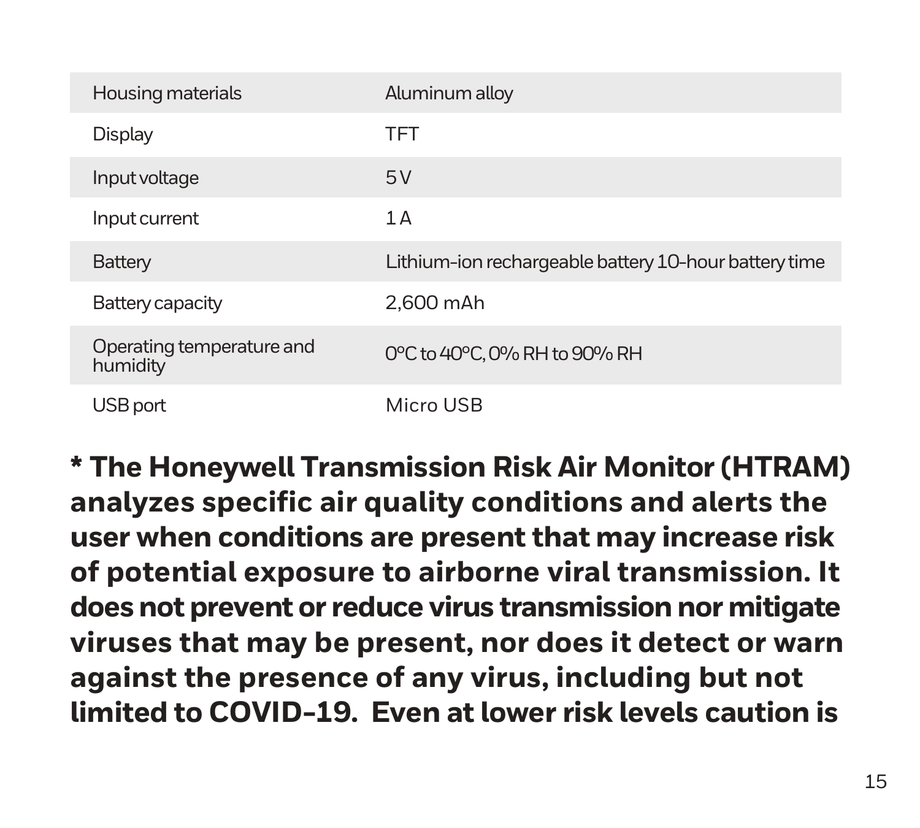| | |
|---|---|
| Housing materials | Aluminum alloy |
| Display | TFT |
| Input voltage | 5 V |
| Input current | 1 A |
| Battery | Lithium-ion rechargeable battery 10-hour battery time |
| Battery capacity | 2,600 mAh |
| Operating temperature and humidity | 0°C to 40°C, 0% RH to 90% RH |
| USB port | Micro USB |

**\* The Honeywell Transmission Risk Air Monitor (HTRAM) analyzes specific air quality conditions and alerts the user when conditions are present that may increase risk of potential exposure to airborne viral transmission. It does not prevent or reduce virus transmission nor mitigate viruses that may be present, nor does it detect or warn against the presence of any virus, including but not limited to COVID-19. Even at lower risk levels caution is**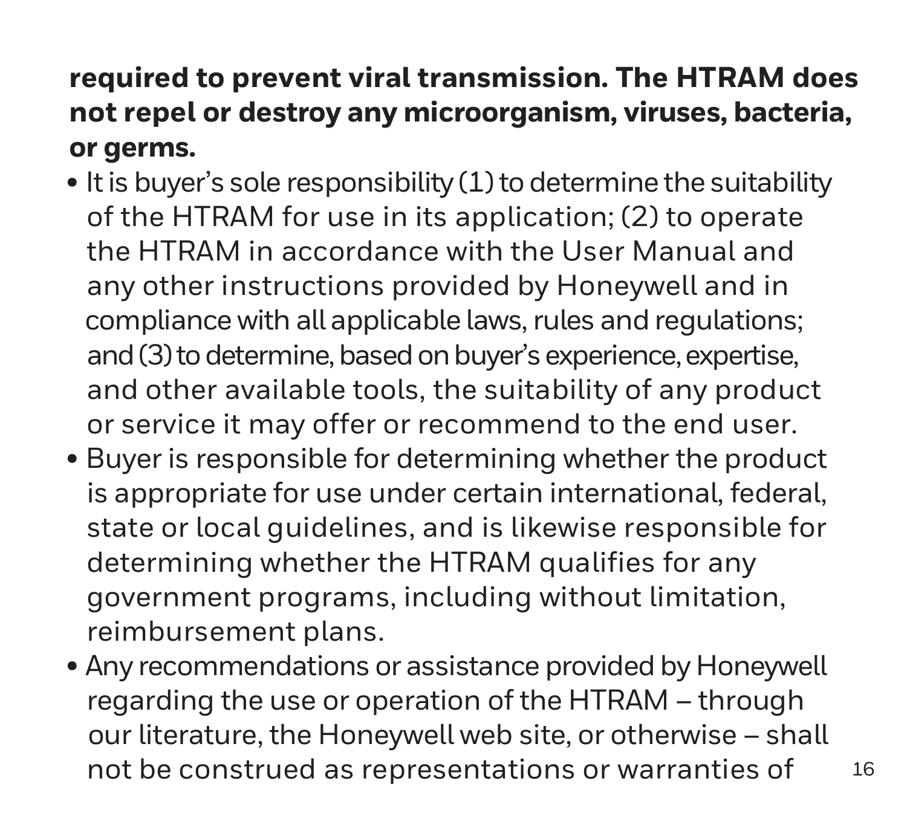**required to prevent viral transmission. The HTRAM does not repel or destroy any microorganism, viruses, bacteria, or germs.**

- It is buyer's sole responsibility (1) to determine the suitability of the HTRAM for use in its application; (2) to operate the HTRAM in accordance with the User Manual and any other instructions provided by Honeywell and in compliance with all applicable laws, rules and regulations; and (3) to determine, based on buyer's experience, expertise, and other available tools, the suitability of any product or service it may offer or recommend to the end user.
- Buyer is responsible for determining whether the product is appropriate for use under certain international, federal, state or local guidelines, and is likewise responsible for determining whether the HTRAM qualifies for any government programs, including without limitation, reimbursement plans.
- Any recommendations or assistance provided by Honeywell regarding the use or operation of the HTRAM – through our literature, the Honeywell web site, or otherwise – shall not be construed as representations or warranties of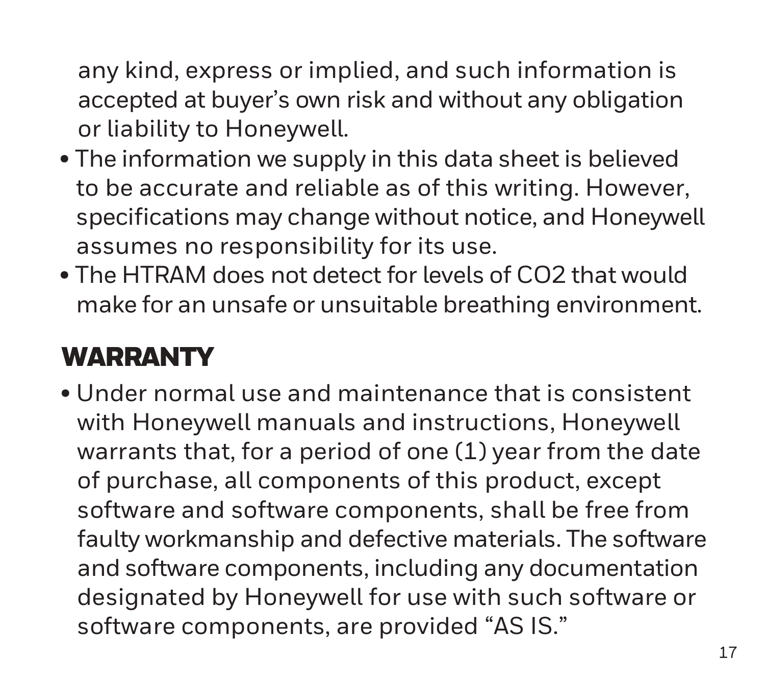any kind, express or implied, and such information is accepted at buyer's own risk and without any obligation or liability to Honeywell.

- The information we supply in this data sheet is believed to be accurate and reliable as of this writing. However, specifications may change without notice, and Honeywell assumes no responsibility for its use.
- The HTRAM does not detect for levels of $CO_2$ that would make for an unsafe or unsuitable breathing environment.

## WARRANTY

- Under normal use and maintenance that is consistent with Honeywell manuals and instructions, Honeywell warrants that, for a period of one (1) year from the date of purchase, all components of this product, except software and software components, shall be free from faulty workmanship and defective materials. The software and software components, including any documentation designated by Honeywell for use with such software or software components, are provided "AS IS."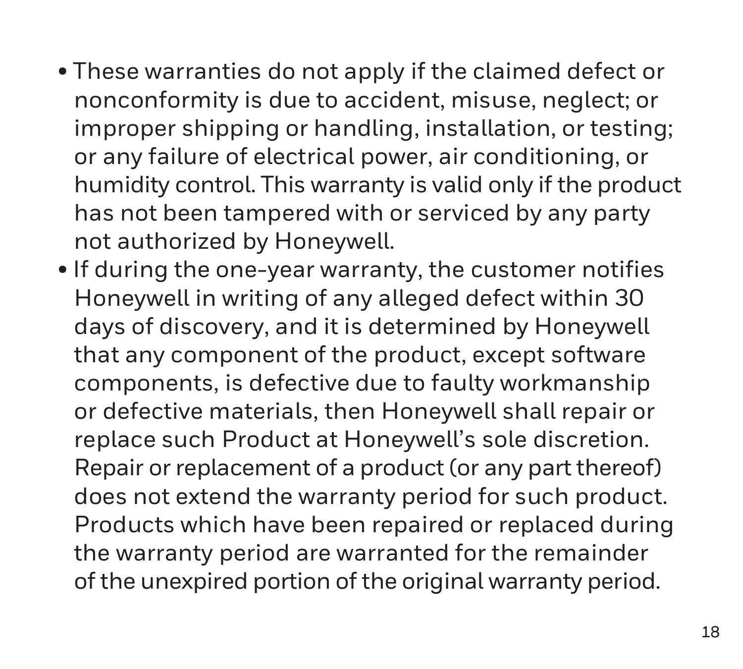- These warranties do not apply if the claimed defect or nonconformity is due to accident, misuse, neglect; or improper shipping or handling, installation, or testing; or any failure of electrical power, air conditioning, or humidity control. This warranty is valid only if the product has not been tampered with or serviced by any party not authorized by Honeywell.
- If during the one-year warranty, the customer notifies Honeywell in writing of any alleged defect within 30 days of discovery, and it is determined by Honeywell that any component of the product, except software components, is defective due to faulty workmanship or defective materials, then Honeywell shall repair or replace such Product at Honeywell's sole discretion. Repair or replacement of a product (or any part thereof) does not extend the warranty period for such product. Products which have been repaired or replaced during the warranty period are warranted for the remainder of the unexpired portion of the original warranty period.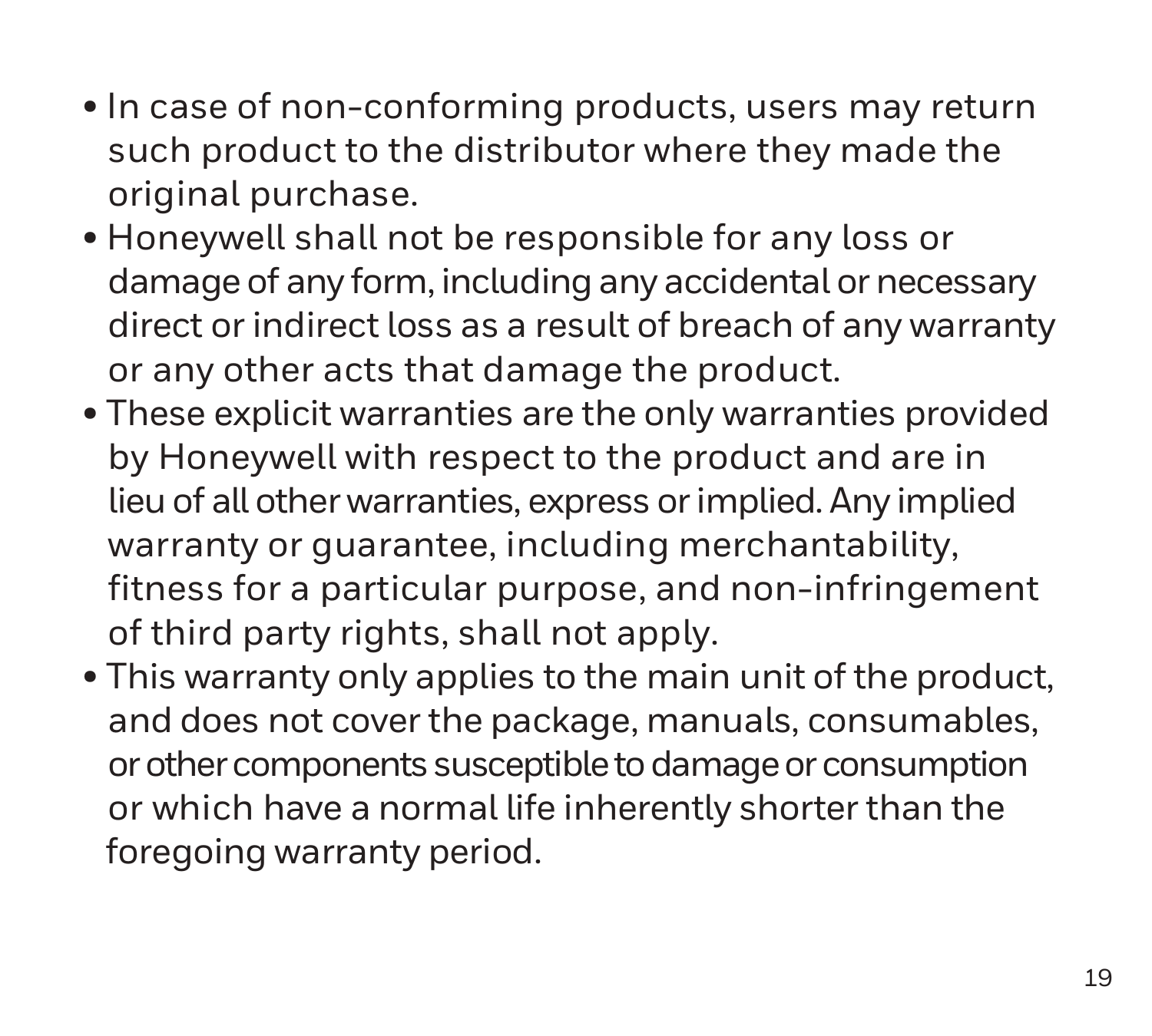- In case of non-conforming products, users may return such product to the distributor where they made the original purchase.
- Honeywell shall not be responsible for any loss or damage of any form, including any accidental or necessary direct or indirect loss as a result of breach of any warranty or any other acts that damage the product.
- These explicit warranties are the only warranties provided by Honeywell with respect to the product and are in lieu of all other warranties, express or implied. Any implied warranty or guarantee, including merchantability, fitness for a particular purpose, and non-infringement of third party rights, shall not apply.
- This warranty only applies to the main unit of the product, and does not cover the package, manuals, consumables, or other components susceptible to damage or consumption or which have a normal life inherently shorter than the foregoing warranty period.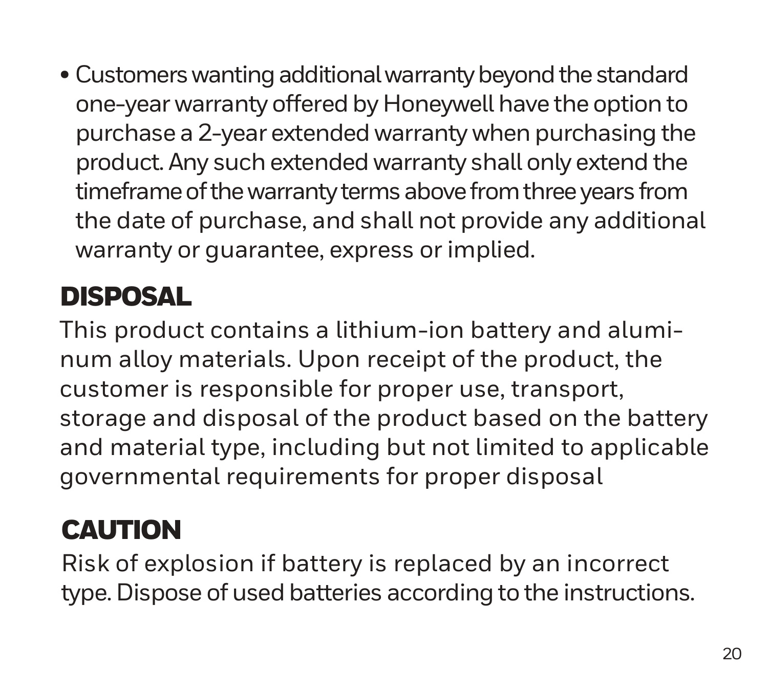- Customers wanting additional warranty beyond the standard one-year warranty offered by Honeywell have the option to purchase a 2-year extended warranty when purchasing the product. Any such extended warranty shall only extend the timeframe of the warranty terms above from three years from the date of purchase, and shall not provide any additional warranty or guarantee, express or implied.

## DISPOSAL

This product contains a lithium-ion battery and aluminum alloy materials. Upon receipt of the product, the customer is responsible for proper use, transport, storage and disposal of the product based on the battery and material type, including but not limited to applicable governmental requirements for proper disposal

## CAUTION

Risk of explosion if battery is replaced by an incorrect type. Dispose of used batteries according to the instructions.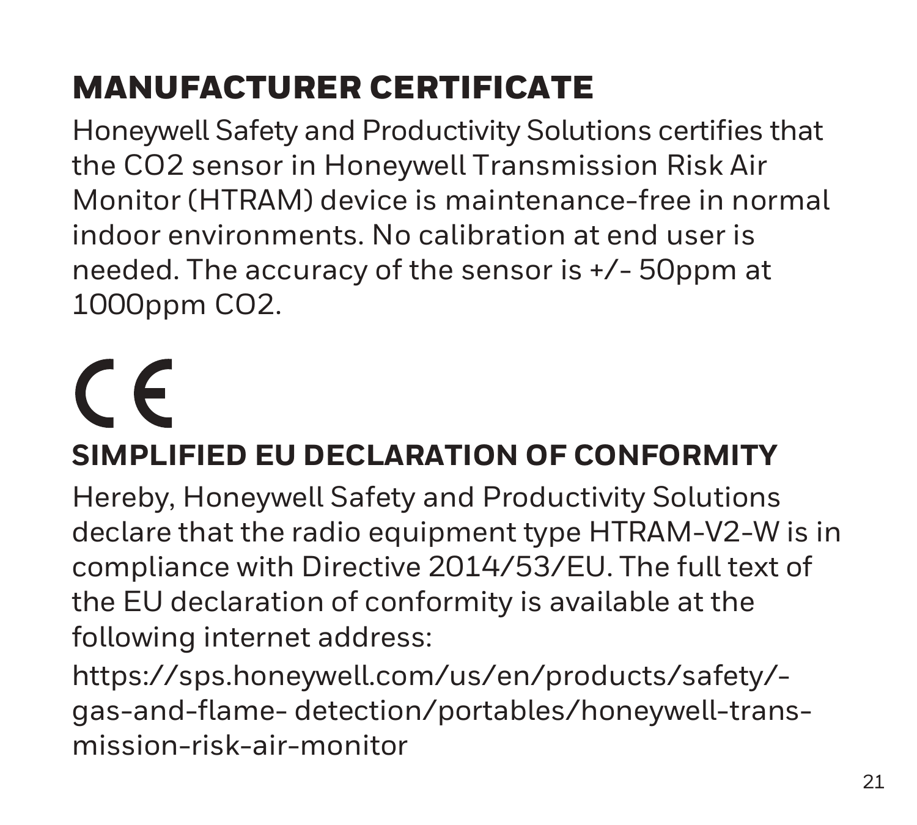## MANUFACTURER CERTIFICATE

Honeywell Safety and Productivity Solutions certifies that the $CO_2$ sensor in Honeywell Transmission Risk Air Monitor (HTRAM) device is maintenance-free in normal indoor environments. No calibration at end user is needed. The accuracy of the sensor is +/- 50ppm at 1000ppm $CO_2$.

CE

## SIMPLIFIED EU DECLARATION OF CONFORMITY

Hereby, Honeywell Safety and Productivity Solutions declare that the radio equipment type HTRAM-V2-W is in compliance with Directive 2014/53/EU. The full text of the EU declaration of conformity is available at the following internet address:

https://sps.honeywell.com/us/en/products/safety/-gas-and-flame- detection/portables/honeywell-trans-mission-risk-air-monitor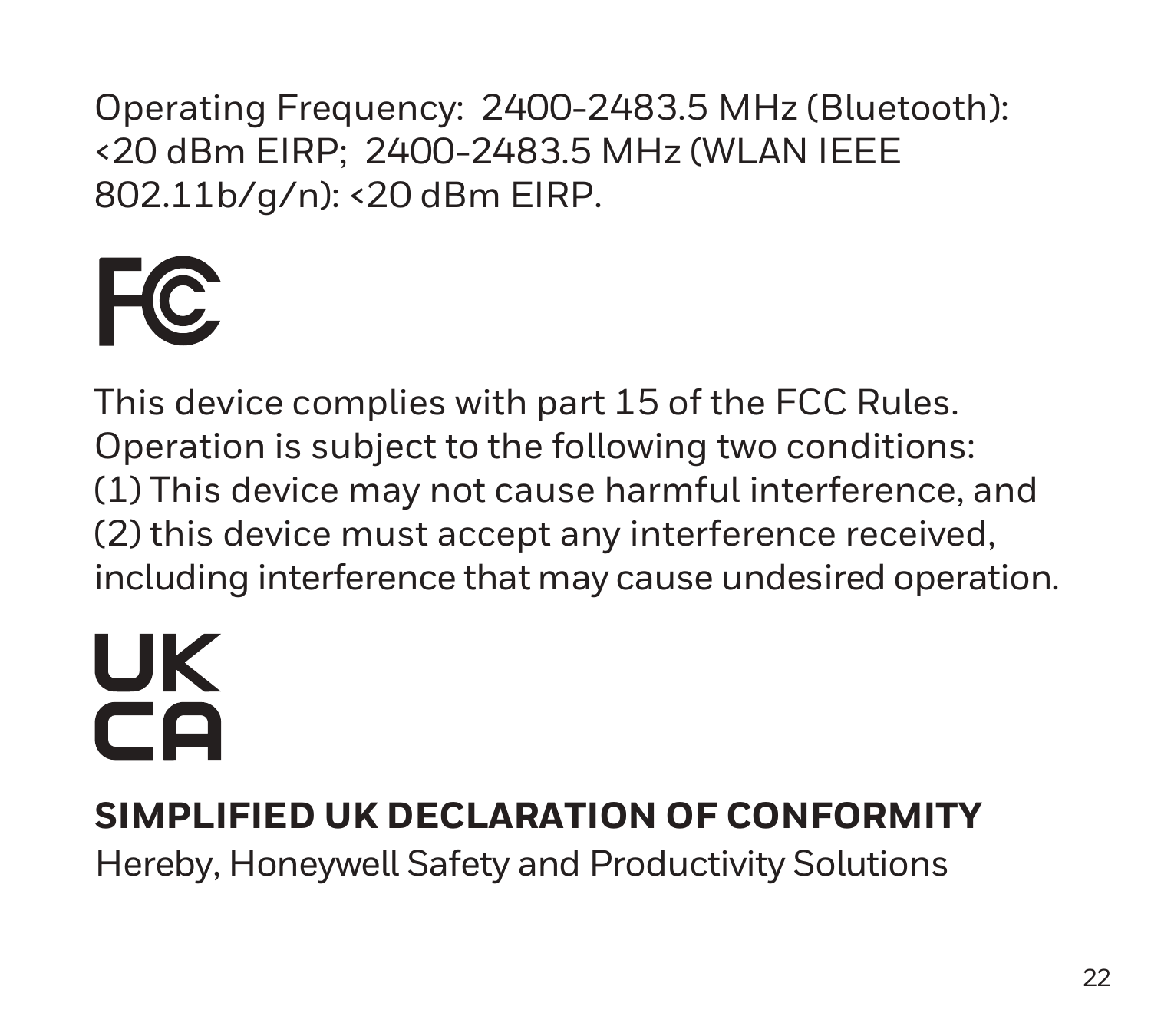Operating Frequency: 2400-2483.5 MHz (Bluetooth): <20 dBm EIRP; 2400-2483.5 MHz (WLAN IEEE 802.11b/g/n): <20 dBm EIRP.

This device complies with part 15 of the FCC Rules. Operation is subject to the following two conditions: (1) This device may not cause harmful interference, and (2) this device must accept any interference received, including interference that may cause undesired operation.

## SIMPLIFIED UK DECLARATION OF CONFORMITY

Hereby, Honeywell Safety and Productivity Solutions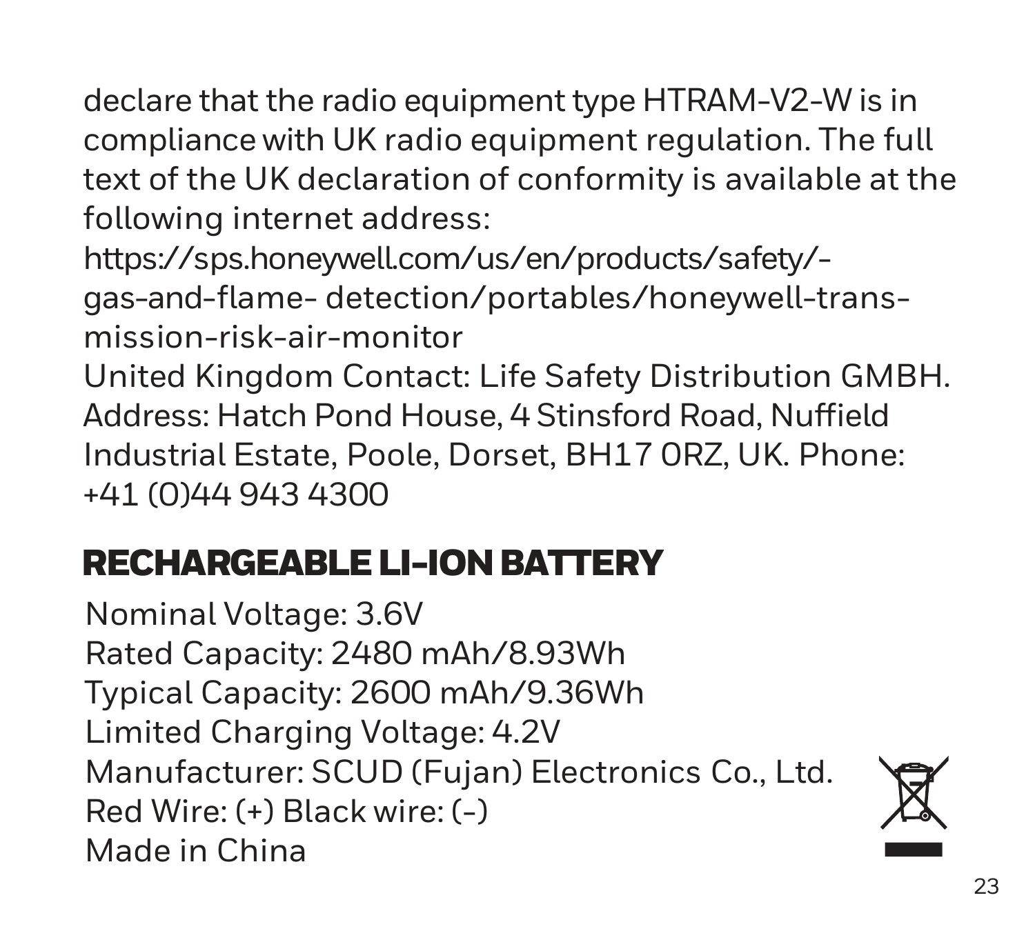declare that the radio equipment type HTRAM-V2-W is in compliance with UK radio equipment regulation. The full text of the UK declaration of conformity is available at the following internet address:
https://sps.honeywell.com/us/en/products/safety/-gas-and-flame- detection/portables/honeywell-trans-mission-risk-air-monitor
United Kingdom Contact: Life Safety Distribution GMBH.
Address: Hatch Pond House, 4 Stinsford Road, Nuffield Industrial Estate, Poole, Dorset, BH17 0RZ, UK. Phone: +41 (0)44 943 4300

## RECHARGEABLE LI-ION BATTERY

Nominal Voltage: 3.6V
Rated Capacity: 2480 mAh/8.93Wh
Typical Capacity: 2600 mAh/9.36Wh
Limited Charging Voltage: 4.2V
Manufacturer: SCUD (Fujan) Electronics Co., Ltd.
Red Wire: (+) Black wire: (-)
Made in China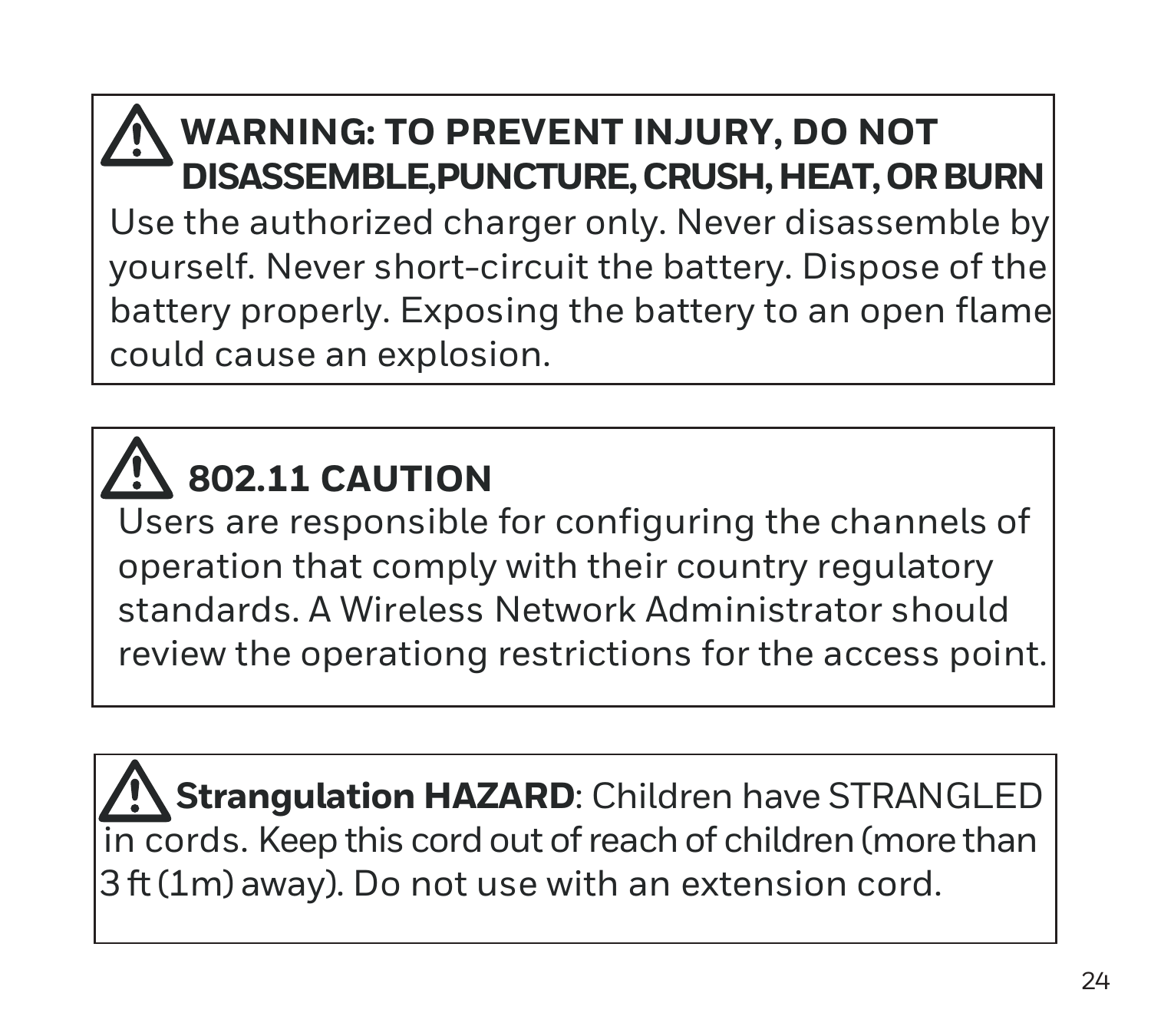**⚠ WARNING: TO PREVENT INJURY, DO NOT DISASSEMBLE,PUNCTURE, CRUSH, HEAT, OR BURN**

Use the authorized charger only. Never disassemble by yourself. Never short-circuit the battery. Dispose of the battery properly. Exposing the battery to an open flame could cause an explosion.

**⚠ 802.11 CAUTION**

Users are responsible for configuring the channels of operation that comply with their country regulatory standards. A Wireless Network Administrator should review the operationg restrictions for the access point.

**⚠ Strangulation HAZARD**: Children have STRANGLED in cords. Keep this cord out of reach of children (more than 3 ft (1m) away). Do not use with an extension cord.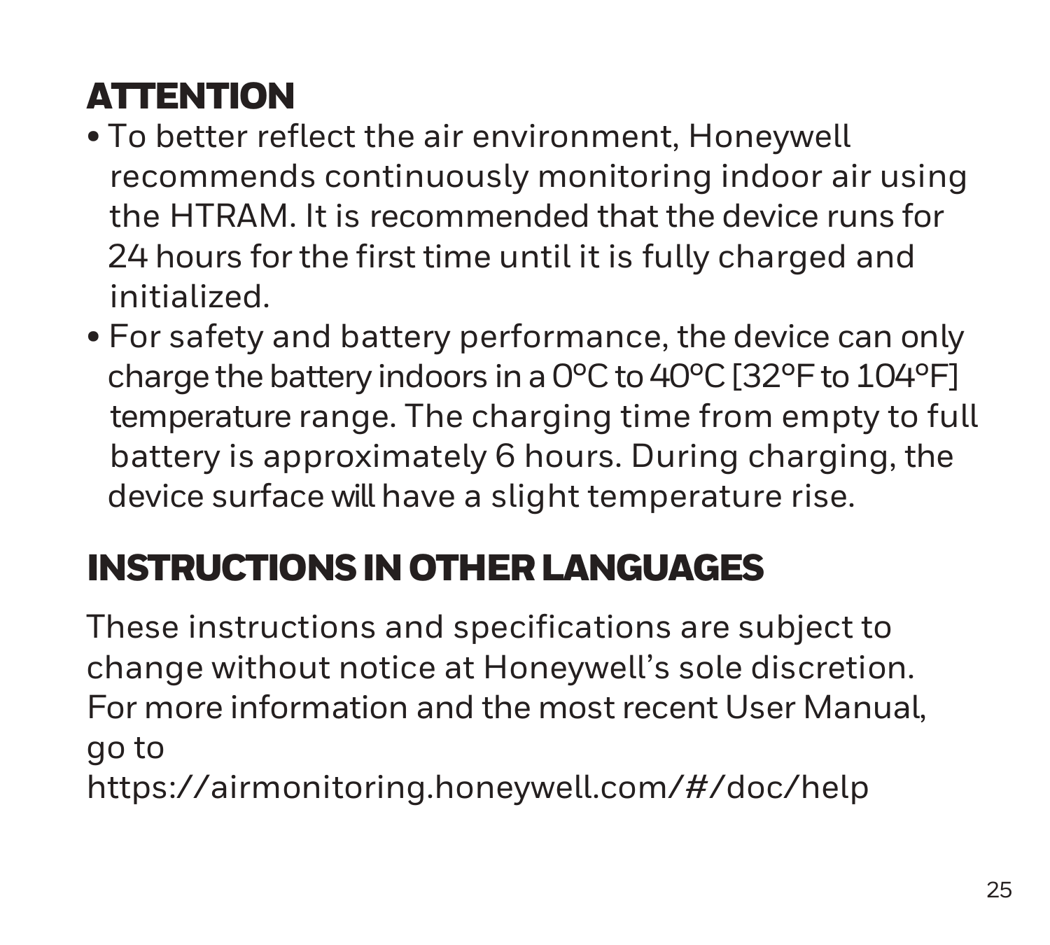## ATTENTION

- To better reflect the air environment, Honeywell recommends continuously monitoring indoor air using the HTRAM. It is recommended that the device runs for 24 hours for the first time until it is fully charged and initialized.
- For safety and battery performance, the device can only charge the battery indoors in a 0°C to 40°C [32°F to 104°F] temperature range. The charging time from empty to full battery is approximately 6 hours. During charging, the device surface will have a slight temperature rise.

## INSTRUCTIONS IN OTHER LANGUAGES

These instructions and specifications are subject to change without notice at Honeywell's sole discretion. For more information and the most recent User Manual, go to
https://airmonitoring.honeywell.com/#/doc/help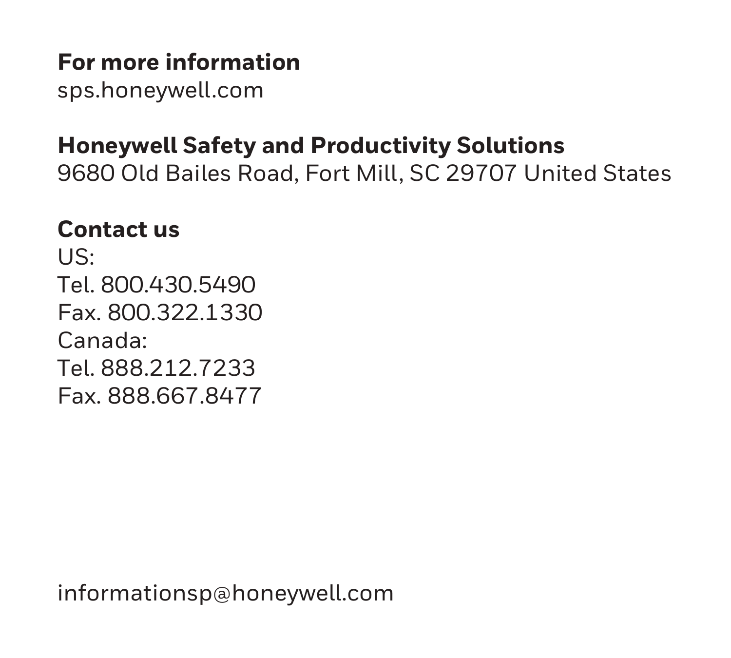**For more information**
sps.honeywell.com

**Honeywell Safety and Productivity Solutions**
9680 Old Bailes Road, Fort Mill, SC 29707 United States

**Contact us**
US:
Tel. 800.430.5490
Fax. 800.322.1330
Canada:
Tel. 888.212.7233
Fax. 888.667.8477

informationsp@honeywell.com